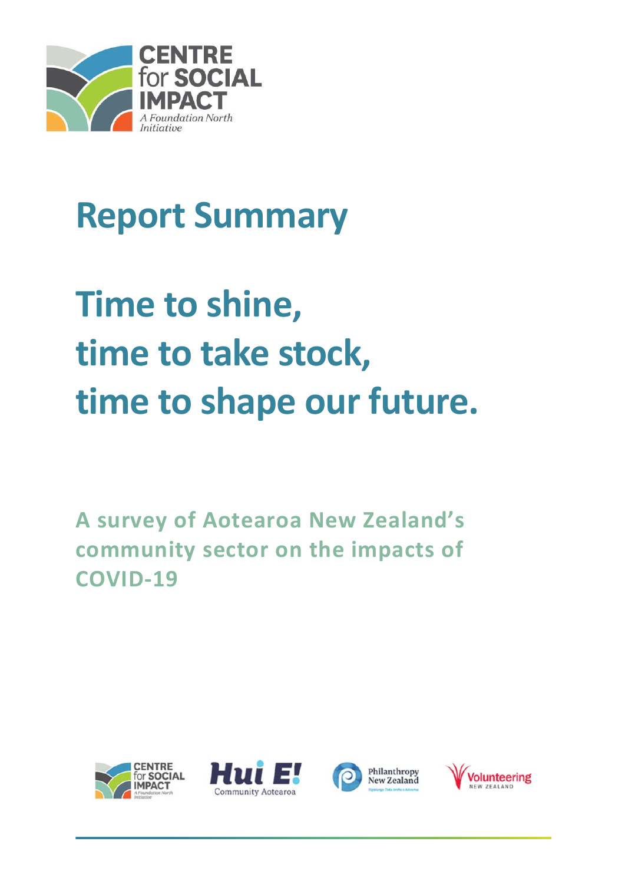# Report Summary

# Time to shine, time to take stock, time to shape our future.

## A survey of Aotearoa New Zealand's community sector on the impacts of COVID-19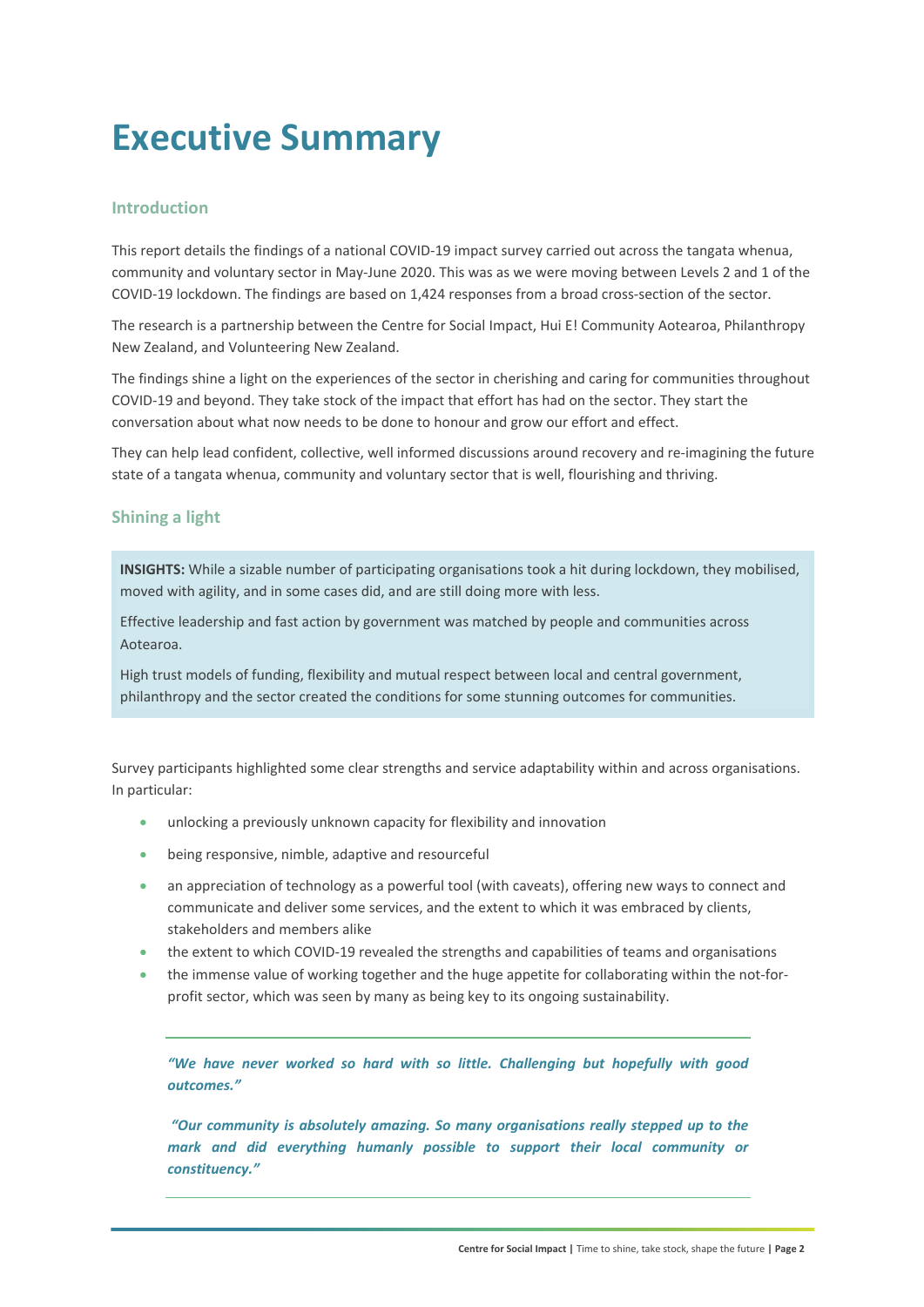# Executive Summary

## Introduction

This report details the findings of a national COVID-19 impact survey carried out across the tangata whenua, community and voluntary sector in May-June 2020. This was as we were moving between Levels 2 and 1 of the COVID-19 lockdown. The findings are based on 1,424 responses from a broad cross-section of the sector.

The research is a partnership between the Centre for Social Impact, Hui E! Community Aotearoa, Philanthropy New Zealand, and Volunteering New Zealand.

The findings shine a light on the experiences of the sector in cherishing and caring for communities throughout COVID-19 and beyond. They take stock of the impact that effort has had on the sector. They start the conversation about what now needs to be done to honour and grow our effort and effect.

They can help lead confident, collective, well informed discussions around recovery and re-imagining the future state of a tangata whenua, community and voluntary sector that is well, flourishing and thriving.

## Shining a light

> **INSIGHTS:** While a sizable number of participating organisations took a hit during lockdown, they mobilised, moved with agility, and in some cases did, and are still doing more with less.
>
> Effective leadership and fast action by government was matched by people and communities across Aotearoa.
>
> High trust models of funding, flexibility and mutual respect between local and central government, philanthropy and the sector created the conditions for some stunning outcomes for communities.

Survey participants highlighted some clear strengths and service adaptability within and across organisations. In particular:

- unlocking a previously unknown capacity for flexibility and innovation
- being responsive, nimble, adaptive and resourceful
- an appreciation of technology as a powerful tool (with caveats), offering new ways to connect and communicate and deliver some services, and the extent to which it was embraced by clients, stakeholders and members alike
- the extent to which COVID-19 revealed the strengths and capabilities of teams and organisations
- the immense value of working together and the huge appetite for collaborating within the not-for-profit sector, which was seen by many as being key to its ongoing sustainability.

***"We have never worked so hard with so little. Challenging but hopefully with good outcomes."***

***"Our community is absolutely amazing. So many organisations really stepped up to the mark and did everything humanly possible to support their local community or constituency."***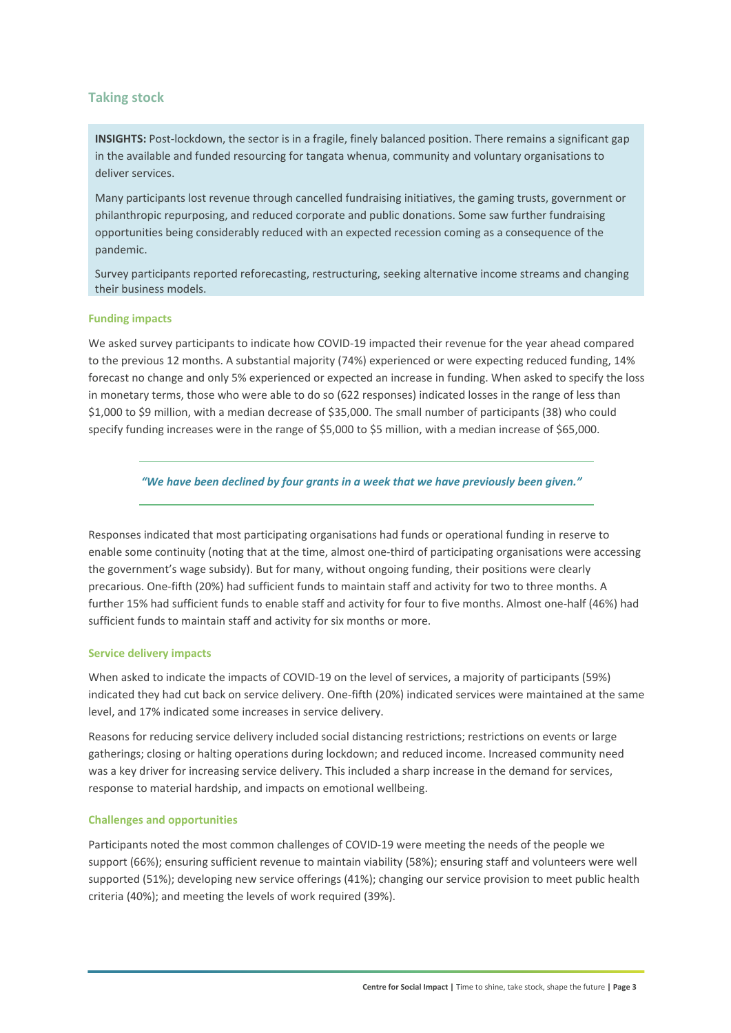## Taking stock

**INSIGHTS:** Post-lockdown, the sector is in a fragile, finely balanced position. There remains a significant gap in the available and funded resourcing for tangata whenua, community and voluntary organisations to deliver services.

Many participants lost revenue through cancelled fundraising initiatives, the gaming trusts, government or philanthropic repurposing, and reduced corporate and public donations. Some saw further fundraising opportunities being considerably reduced with an expected recession coming as a consequence of the pandemic.

Survey participants reported reforecasting, restructuring, seeking alternative income streams and changing their business models.

### Funding impacts

We asked survey participants to indicate how COVID-19 impacted their revenue for the year ahead compared to the previous 12 months. A substantial majority (74%) experienced or were expecting reduced funding, 14% forecast no change and only 5% experienced or expected an increase in funding. When asked to specify the loss in monetary terms, those who were able to do so (622 responses) indicated losses in the range of less than $1,000 to $9 million, with a median decrease of $35,000. The small number of participants (38) who could specify funding increases were in the range of $5,000 to $5 million, with a median increase of $65,000.

> ***"We have been declined by four grants in a week that we have previously been given."***

Responses indicated that most participating organisations had funds or operational funding in reserve to enable some continuity (noting that at the time, almost one-third of participating organisations were accessing the government's wage subsidy). But for many, without ongoing funding, their positions were clearly precarious. One-fifth (20%) had sufficient funds to maintain staff and activity for two to three months. A further 15% had sufficient funds to enable staff and activity for four to five months. Almost one-half (46%) had sufficient funds to maintain staff and activity for six months or more.

### Service delivery impacts

When asked to indicate the impacts of COVID-19 on the level of services, a majority of participants (59%) indicated they had cut back on service delivery. One-fifth (20%) indicated services were maintained at the same level, and 17% indicated some increases in service delivery.

Reasons for reducing service delivery included social distancing restrictions; restrictions on events or large gatherings; closing or halting operations during lockdown; and reduced income. Increased community need was a key driver for increasing service delivery. This included a sharp increase in the demand for services, response to material hardship, and impacts on emotional wellbeing.

### Challenges and opportunities

Participants noted the most common challenges of COVID-19 were meeting the needs of the people we support (66%); ensuring sufficient revenue to maintain viability (58%); ensuring staff and volunteers were well supported (51%); developing new service offerings (41%); changing our service provision to meet public health criteria (40%); and meeting the levels of work required (39%).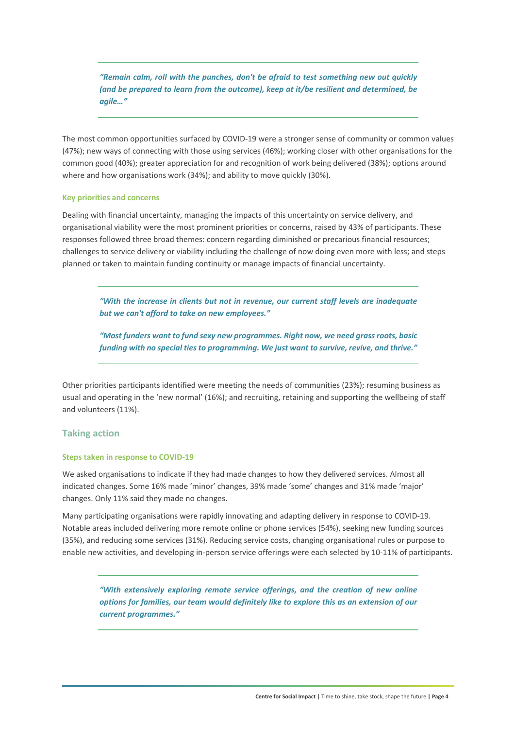> *"Remain calm, roll with the punches, don't be afraid to test something new out quickly (and be prepared to learn from the outcome), keep at it/be resilient and determined, be agile…"*

The most common opportunities surfaced by COVID-19 were a stronger sense of community or common values (47%); new ways of connecting with those using services (46%); working closer with other organisations for the common good (40%); greater appreciation for and recognition of work being delivered (38%); options around where and how organisations work (34%); and ability to move quickly (30%).

#### Key priorities and concerns

Dealing with financial uncertainty, managing the impacts of this uncertainty on service delivery, and organisational viability were the most prominent priorities or concerns, raised by 43% of participants. These responses followed three broad themes: concern regarding diminished or precarious financial resources; challenges to service delivery or viability including the challenge of now doing even more with less; and steps planned or taken to maintain funding continuity or manage impacts of financial uncertainty.

> *"With the increase in clients but not in revenue, our current staff levels are inadequate but we can't afford to take on new employees."*
>
> *"Most funders want to fund sexy new programmes. Right now, we need grass roots, basic funding with no special ties to programming. We just want to survive, revive, and thrive."*

Other priorities participants identified were meeting the needs of communities (23%); resuming business as usual and operating in the 'new normal' (16%); and recruiting, retaining and supporting the wellbeing of staff and volunteers (11%).

## Taking action

#### Steps taken in response to COVID-19

We asked organisations to indicate if they had made changes to how they delivered services. Almost all indicated changes. Some 16% made 'minor' changes, 39% made 'some' changes and 31% made 'major' changes. Only 11% said they made no changes.

Many participating organisations were rapidly innovating and adapting delivery in response to COVID-19. Notable areas included delivering more remote online or phone services (54%), seeking new funding sources (35%), and reducing some services (31%). Reducing service costs, changing organisational rules or purpose to enable new activities, and developing in-person service offerings were each selected by 10-11% of participants.

> *"With extensively exploring remote service offerings, and the creation of new online options for families, our team would definitely like to explore this as an extension of our current programmes."*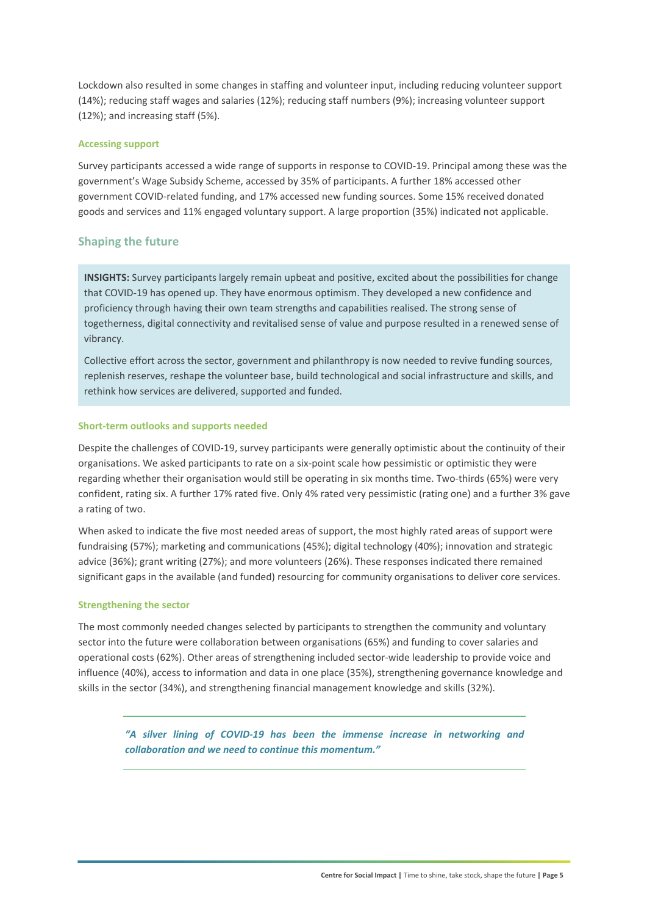Lockdown also resulted in some changes in staffing and volunteer input, including reducing volunteer support (14%); reducing staff wages and salaries (12%); reducing staff numbers (9%); increasing volunteer support (12%); and increasing staff (5%).

### Accessing support

Survey participants accessed a wide range of supports in response to COVID-19. Principal among these was the government's Wage Subsidy Scheme, accessed by 35% of participants. A further 18% accessed other government COVID-related funding, and 17% accessed new funding sources. Some 15% received donated goods and services and 11% engaged voluntary support. A large proportion (35%) indicated not applicable.

## Shaping the future

> **INSIGHTS:** Survey participants largely remain upbeat and positive, excited about the possibilities for change that COVID-19 has opened up. They have enormous optimism. They developed a new confidence and proficiency through having their own team strengths and capabilities realised. The strong sense of togetherness, digital connectivity and revitalised sense of value and purpose resulted in a renewed sense of vibrancy.
>
> Collective effort across the sector, government and philanthropy is now needed to revive funding sources, replenish reserves, reshape the volunteer base, build technological and social infrastructure and skills, and rethink how services are delivered, supported and funded.

### Short-term outlooks and supports needed

Despite the challenges of COVID-19, survey participants were generally optimistic about the continuity of their organisations. We asked participants to rate on a six-point scale how pessimistic or optimistic they were regarding whether their organisation would still be operating in six months time. Two-thirds (65%) were very confident, rating six. A further 17% rated five. Only 4% rated very pessimistic (rating one) and a further 3% gave a rating of two.

When asked to indicate the five most needed areas of support, the most highly rated areas of support were fundraising (57%); marketing and communications (45%); digital technology (40%); innovation and strategic advice (36%); grant writing (27%); and more volunteers (26%). These responses indicated there remained significant gaps in the available (and funded) resourcing for community organisations to deliver core services.

### Strengthening the sector

The most commonly needed changes selected by participants to strengthen the community and voluntary sector into the future were collaboration between organisations (65%) and funding to cover salaries and operational costs (62%). Other areas of strengthening included sector-wide leadership to provide voice and influence (40%), access to information and data in one place (35%), strengthening governance knowledge and skills in the sector (34%), and strengthening financial management knowledge and skills (32%).

> ***"A silver lining of COVID-19 has been the immense increase in networking and collaboration and we need to continue this momentum."***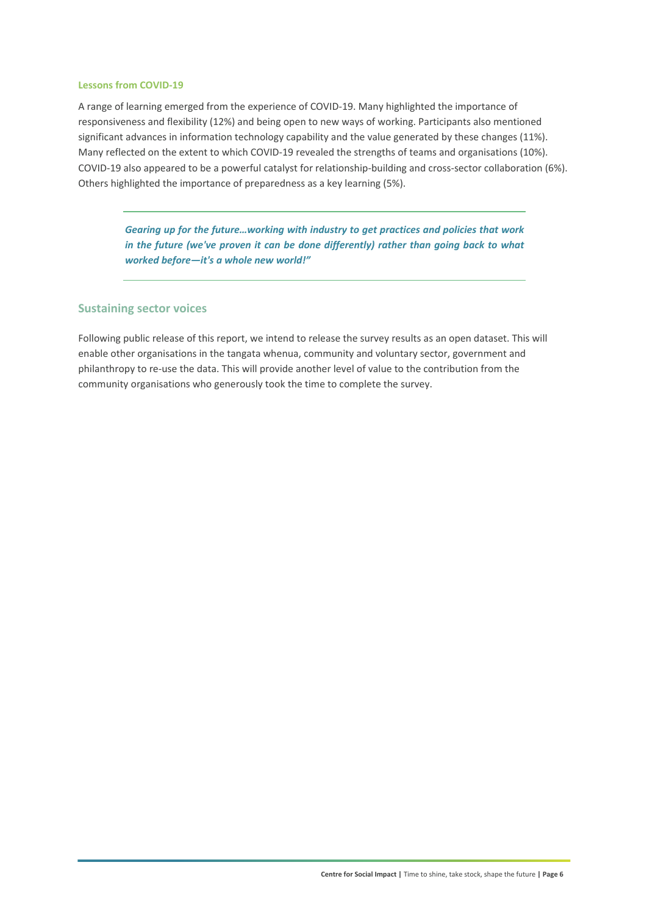### Lessons from COVID-19

A range of learning emerged from the experience of COVID-19. Many highlighted the importance of responsiveness and flexibility (12%) and being open to new ways of working. Participants also mentioned significant advances in information technology capability and the value generated by these changes (11%). Many reflected on the extent to which COVID-19 revealed the strengths of teams and organisations (10%). COVID-19 also appeared to be a powerful catalyst for relationship-building and cross-sector collaboration (6%). Others highlighted the importance of preparedness as a key learning (5%).

> ***Gearing up for the future…working with industry to get practices and policies that work in the future (we've proven it can be done differently) rather than going back to what worked before—it's a whole new world!"***

## Sustaining sector voices

Following public release of this report, we intend to release the survey results as an open dataset. This will enable other organisations in the tangata whenua, community and voluntary sector, government and philanthropy to re-use the data. This will provide another level of value to the contribution from the community organisations who generously took the time to complete the survey.